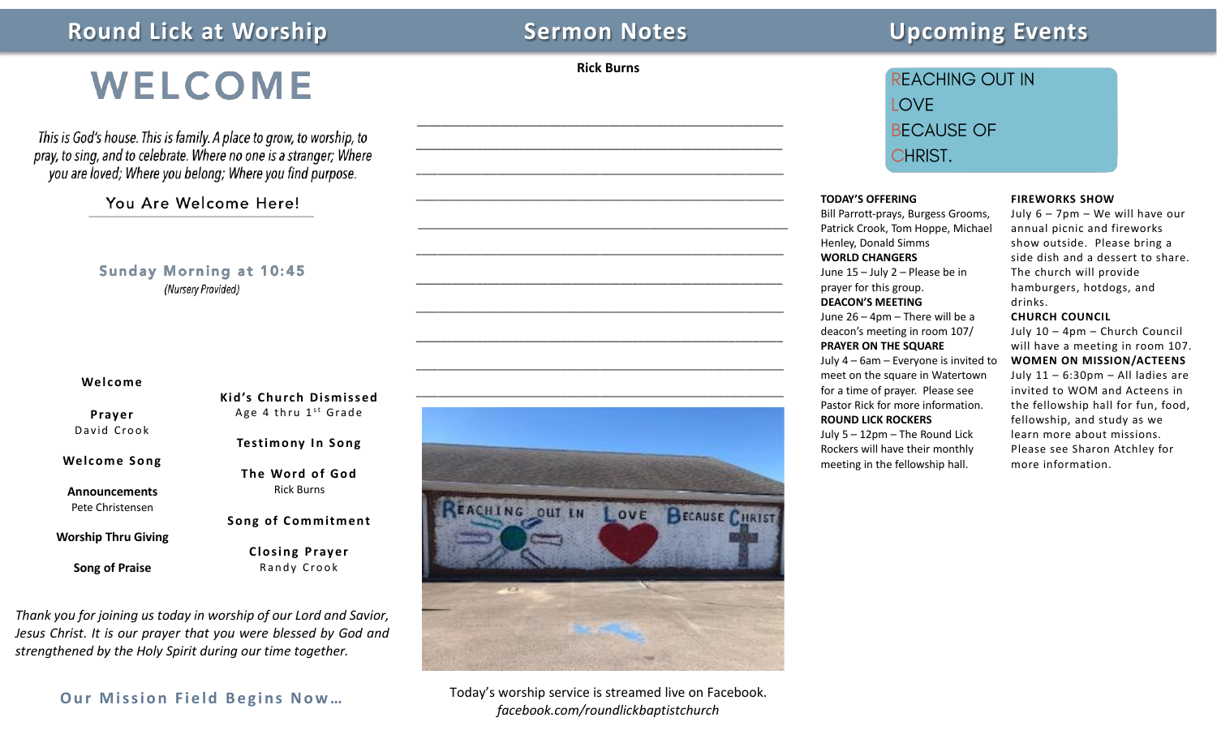## Round Lick at Worship

# WELCOME

*This is God's house. This is family. A place to grow, to worship, to pray, to sing, and to celebrate. Where no one is a stranger; Where you are loved; Where you belong; Where you find purpose.*

You Are Welcome Here!

**Sunday Morning at 10:45**
*(Nursery Provided)*

**Welcome**

**Prayer**
David Crook

**Welcome Song**

**Announcements**
Pete Christensen

**Worship Thru Giving**

**Song of Praise**

**Kid's Church Dismissed**
Age 4 thru 1st Grade

**Testimony In Song**

**The Word of God**
Rick Burns

**Song of Commitment**

**Closing Prayer**
Randy Crook

*Thank you for joining us today in worship of our Lord and Savior, Jesus Christ. It is our prayer that you were blessed by God and strengthened by the Holy Spirit during our time together.*

**Our Mission Field Begins Now…**

## Sermon Notes

**Rick Burns**

\_\_\_\_\_\_\_\_\_\_\_\_\_\_\_\_\_\_\_\_\_\_\_\_\_\_\_\_\_\_\_\_\_\_\_\_\_\_\_\_\_\_\_\_\_\_\_\_\_\_\_\_\_\_

\_\_\_\_\_\_\_\_\_\_\_\_\_\_\_\_\_\_\_\_\_\_\_\_\_\_\_\_\_\_\_\_\_\_\_\_\_\_\_\_\_\_\_\_\_\_\_\_\_\_\_\_\_\_

\_\_\_\_\_\_\_\_\_\_\_\_\_\_\_\_\_\_\_\_\_\_\_\_\_\_\_\_\_\_\_\_\_\_\_\_\_\_\_\_\_\_\_\_\_\_\_\_\_\_\_\_\_\_

\_\_\_\_\_\_\_\_\_\_\_\_\_\_\_\_\_\_\_\_\_\_\_\_\_\_\_\_\_\_\_\_\_\_\_\_\_\_\_\_\_\_\_\_\_\_\_\_\_\_\_\_\_\_

\_\_\_\_\_\_\_\_\_\_\_\_\_\_\_\_\_\_\_\_\_\_\_\_\_\_\_\_\_\_\_\_\_\_\_\_\_\_\_\_\_\_\_\_\_\_\_\_\_\_\_\_\_\_

\_\_\_\_\_\_\_\_\_\_\_\_\_\_\_\_\_\_\_\_\_\_\_\_\_\_\_\_\_\_\_\_\_\_\_\_\_\_\_\_\_\_\_\_\_\_\_\_\_\_\_\_\_\_

\_\_\_\_\_\_\_\_\_\_\_\_\_\_\_\_\_\_\_\_\_\_\_\_\_\_\_\_\_\_\_\_\_\_\_\_\_\_\_\_\_\_\_\_\_\_\_\_\_\_\_\_\_\_

\_\_\_\_\_\_\_\_\_\_\_\_\_\_\_\_\_\_\_\_\_\_\_\_\_\_\_\_\_\_\_\_\_\_\_\_\_\_\_\_\_\_\_\_\_\_\_\_\_\_\_\_\_\_

\_\_\_\_\_\_\_\_\_\_\_\_\_\_\_\_\_\_\_\_\_\_\_\_\_\_\_\_\_\_\_\_\_\_\_\_\_\_\_\_\_\_\_\_\_\_\_\_\_\_\_\_\_\_

\_\_\_\_\_\_\_\_\_\_\_\_\_\_\_\_\_\_\_\_\_\_\_\_\_\_\_\_\_\_\_\_\_\_\_\_\_\_\_\_\_\_\_\_\_\_\_\_\_\_\_\_\_\_

\_\_\_\_\_\_\_\_\_\_\_\_\_\_\_\_\_\_\_\_\_\_\_\_\_\_\_\_\_\_\_\_\_\_\_\_\_\_\_\_\_\_\_\_\_\_\_\_\_\_\_\_\_\_

Today's worship service is streamed live on Facebook.
*facebook.com/roundlickbaptistchurch*

## Upcoming Events

REACHING OUT IN
LOVE
BECAUSE OF
CHRIST.

**TODAY'S OFFERING**
Bill Parrott-prays, Burgess Grooms, Patrick Crook, Tom Hoppe, Michael Henley, Donald Simms

**WORLD CHANGERS**
June 15 – July 2 – Please be in prayer for this group.

**DEACON'S MEETING**
June 26 – 4pm – There will be a deacon's meeting in room 107/

**PRAYER ON THE SQUARE**
July 4 – 6am – Everyone is invited to meet on the square in Watertown for a time of prayer. Please see Pastor Rick for more information.

**ROUND LICK ROCKERS**
July 5 – 12pm – The Round Lick Rockers will have their monthly meeting in the fellowship hall.

**FIREWORKS SHOW**
July 6 – 7pm – We will have our annual picnic and fireworks show outside. Please bring a side dish and a dessert to share. The church will provide hamburgers, hotdogs, and drinks.

**CHURCH COUNCIL**
July 10 – 4pm – Church Council will have a meeting in room 107.

**WOMEN ON MISSION/ACTEENS**
July 11 – 6:30pm – All ladies are invited to WOM and Acteens in the fellowship hall for fun, food, fellowship, and study as we learn more about missions. Please see Sharon Atchley for more information.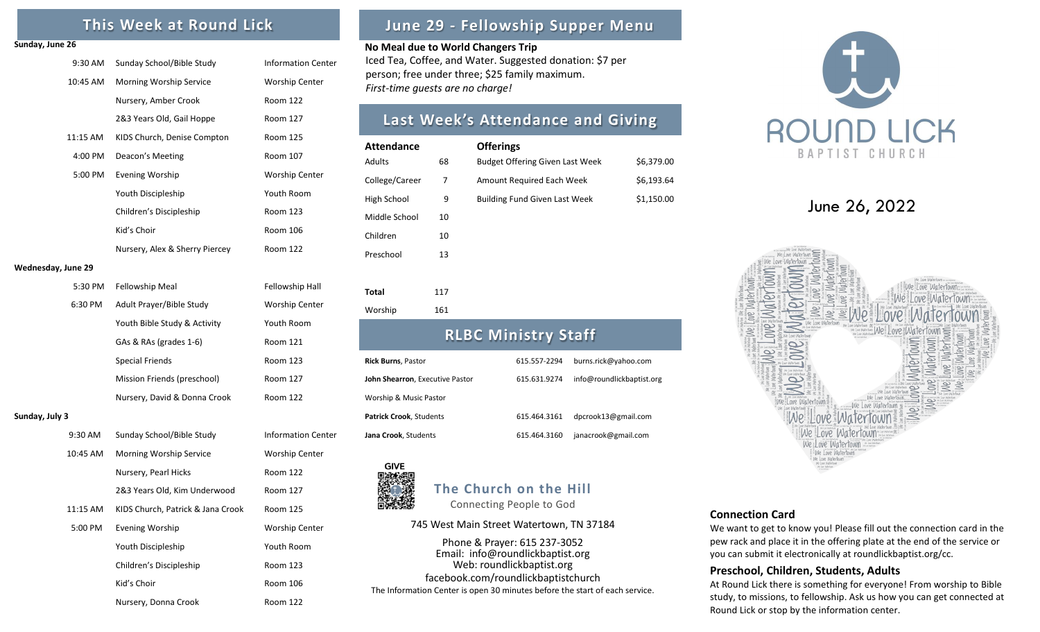## This Week at Round Lick

**Sunday, June 26**

| | | |
|---|---|---|
| 9:30 AM | Sunday School/Bible Study | Information Center |
| 10:45 AM | Morning Worship Service | Worship Center |
| | Nursery, Amber Crook | Room 122 |
| | 2&3 Years Old, Gail Hoppe | Room 127 |
| 11:15 AM | KIDS Church, Denise Compton | Room 125 |
| 4:00 PM | Deacon's Meeting | Room 107 |
| 5:00 PM | Evening Worship | Worship Center |
| | Youth Discipleship | Youth Room |
| | Children's Discipleship | Room 123 |
| | Kid's Choir | Room 106 |
| | Nursery, Alex & Sherry Piercey | Room 122 |

**Wednesday, June 29**

| | | |
|---|---|---|
| 5:30 PM | Fellowship Meal | Fellowship Hall |
| 6:30 PM | Adult Prayer/Bible Study | Worship Center |
| | Youth Bible Study & Activity | Youth Room |
| | GAs & RAs (grades 1-6) | Room 121 |
| | Special Friends | Room 123 |
| | Mission Friends (preschool) | Room 127 |
| | Nursery, David & Donna Crook | Room 122 |

**Sunday, July 3**

| | | |
|---|---|---|
| 9:30 AM | Sunday School/Bible Study | Information Center |
| 10:45 AM | Morning Worship Service | Worship Center |
| | Nursery, Pearl Hicks | Room 122 |
| | 2&3 Years Old, Kim Underwood | Room 127 |
| 11:15 AM | KIDS Church, Patrick & Jana Crook | Room 125 |
| 5:00 PM | Evening Worship | Worship Center |
| | Youth Discipleship | Youth Room |
| | Children's Discipleship | Room 123 |
| | Kid's Choir | Room 106 |
| | Nursery, Donna Crook | Room 122 |

## June 29 - Fellowship Supper Menu

**No Meal due to World Changers Trip**
Iced Tea, Coffee, and Water. Suggested donation: $7 per person; free under three; $25 family maximum.
*First-time guests are no charge!*

## Last Week's Attendance and Giving

| **Attendance** | |
|---|---|
| Adults | 68 |
| College/Career | 7 |
| High School | 9 |
| Middle School | 10 |
| Children | 10 |
| Preschool | 13 |
| **Total** | 117 |
| Worship | 161 |

| **Offerings** | |
|---|---|
| Budget Offering Given Last Week | $6,379.00 |
| Amount Required Each Week | $6,193.64 |
| Building Fund Given Last Week | $1,150.00 |

## RLBC Ministry Staff

| | | |
|---|---|---|
| **Rick Burns**, Pastor | 615.557-2294 | burns.rick@yahoo.com |
| **John Shearron**, Executive Pastor | 615.631.9274 | info@roundlickbaptist.org |
| Worship & Music Pastor | | |
| **Patrick Crook**, Students | 615.464.3161 | dpcrook13@gmail.com |
| **Jana Crook**, Students | 615.464.3160 | janacrook@gmail.com |

GIVE

**The Church on the Hill**
Connecting People to God

745 West Main Street Watertown, TN 37184

Phone & Prayer: 615 237-3052
Email: info@roundlickbaptist.org
Web: roundlickbaptist.org
facebook.com/roundlickbaptistchurch
The Information Center is open 30 minutes before the start of each service.

ROUND LICK
BAPTIST CHURCH

June 26, 2022

### Connection Card

We want to get to know you! Please fill out the connection card in the pew rack and place it in the offering plate at the end of the service or you can submit it electronically at roundlickbaptist.org/cc.

### Preschool, Children, Students, Adults

At Round Lick there is something for everyone! From worship to Bible study, to missions, to fellowship. Ask us how you can get connected at Round Lick or stop by the information center.